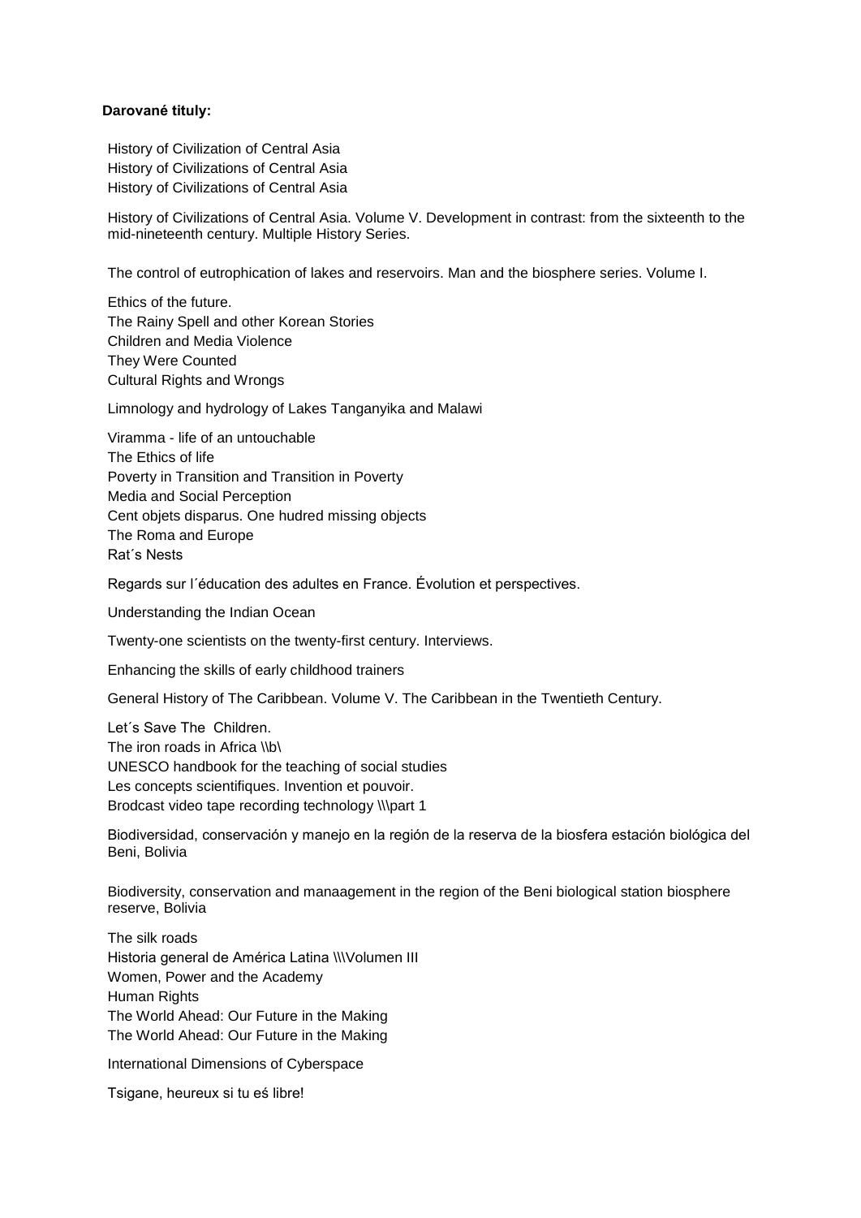**Darované tituly:**

History of Civilization of Central Asia
History of Civilizations of Central Asia
History of Civilizations of Central Asia

History of Civilizations of Central Asia. Volume V. Development in contrast: from the sixteenth to the mid-nineteenth century. Multiple History Series.

The control of eutrophication of lakes and reservoirs. Man and the biosphere series. Volume I.

Ethics of the future.
The Rainy Spell and other Korean Stories
Children and Media Violence
They Were Counted
Cultural Rights and Wrongs

Limnology and hydrology of Lakes Tanganyika and Malawi

Viramma - life of an untouchable
The Ethics of life
Poverty in Transition and Transition in Poverty
Media and Social Perception
Cent objets disparus. One hudred missing objects
The Roma and Europe
Rat´s Nests

Regards sur l´éducation des adultes en France. Évolution et perspectives.

Understanding the Indian Ocean

Twenty-one scientists on the twenty-first century. Interviews.

Enhancing the skills of early childhood trainers

General History of The Caribbean. Volume V. The Caribbean in the Twentieth Century.

Let´s Save The Children.
The iron roads in Africa \\b\
UNESCO handbook for the teaching of social studies
Les concepts scientifiques. Invention et pouvoir.
Brodcast video tape recording technology \\\part 1

Biodiversidad, conservación y manejo en la región de la reserva de la biosfera estación biológica del Beni, Bolivia

Biodiversity, conservation and manaagement in the region of the Beni biological station biosphere reserve, Bolivia

The silk roads
Historia general de América Latina \\\Volumen III
Women, Power and the Academy
Human Rights
The World Ahead: Our Future in the Making
The World Ahead: Our Future in the Making

International Dimensions of Cyberspace

Tsigane, heureux si tu eś libre!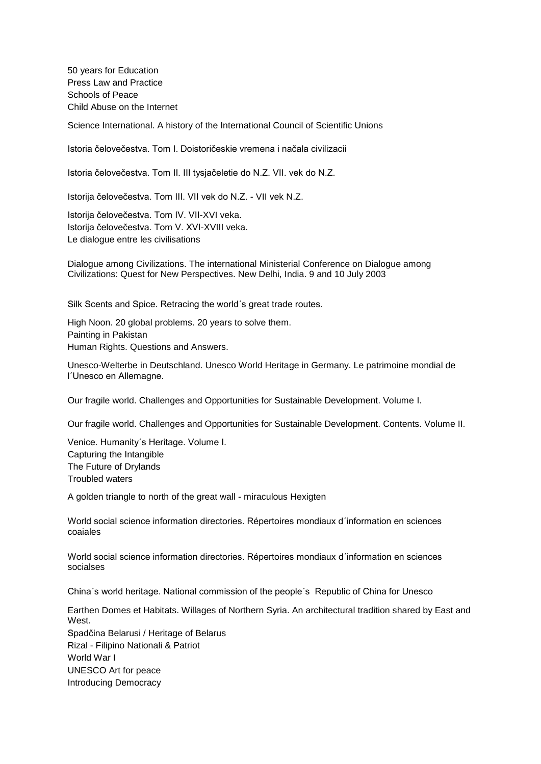50 years for Education
Press Law and Practice
Schools of Peace
Child Abuse on the Internet

Science International. A history of the International Council of Scientific Unions

Istoria čelovečestva. Tom I. Doistoričeskie vremena i načala civilizacii

Istoria čelovečestva. Tom II. III tysjačeletie do N.Z. VII. vek do N.Z.

Istorija čelovečestva. Tom III. VII vek do N.Z. - VII vek N.Z.

Istorija čelovečestva. Tom IV. VII-XVI veka.
Istorija čelovečestva. Tom V. XVI-XVIII veka.
Le dialogue entre les civilisations

Dialogue among Civilizations. The international Ministerial Conference on Dialogue among Civilizations: Quest for New Perspectives. New Delhi, India. 9 and 10 July 2003

Silk Scents and Spice. Retracing the world´s great trade routes.

High Noon. 20 global problems. 20 years to solve them.
Painting in Pakistan
Human Rights. Questions and Answers.

Unesco-Welterbe in Deutschland. Unesco World Heritage in Germany. Le patrimoine mondial de l´Unesco en Allemagne.

Our fragile world. Challenges and Opportunities for Sustainable Development. Volume I.

Our fragile world. Challenges and Opportunities for Sustainable Development. Contents. Volume II.

Venice. Humanity´s Heritage. Volume I.
Capturing the Intangible
The Future of Drylands
Troubled waters

A golden triangle to north of the great wall - miraculous Hexigten

World social science information directories. Répertoires mondiaux d´information en sciences coaiales

World social science information directories. Répertoires mondiaux d´information en sciences socialses

China´s world heritage. National commission of the people´s Republic of China for Unesco

Earthen Domes et Habitats. Willages of Northern Syria. An architectural tradition shared by East and West.
Spadčina Belarusi / Heritage of Belarus
Rizal - Filipino Nationali & Patriot
World War I
UNESCO Art for peace
Introducing Democracy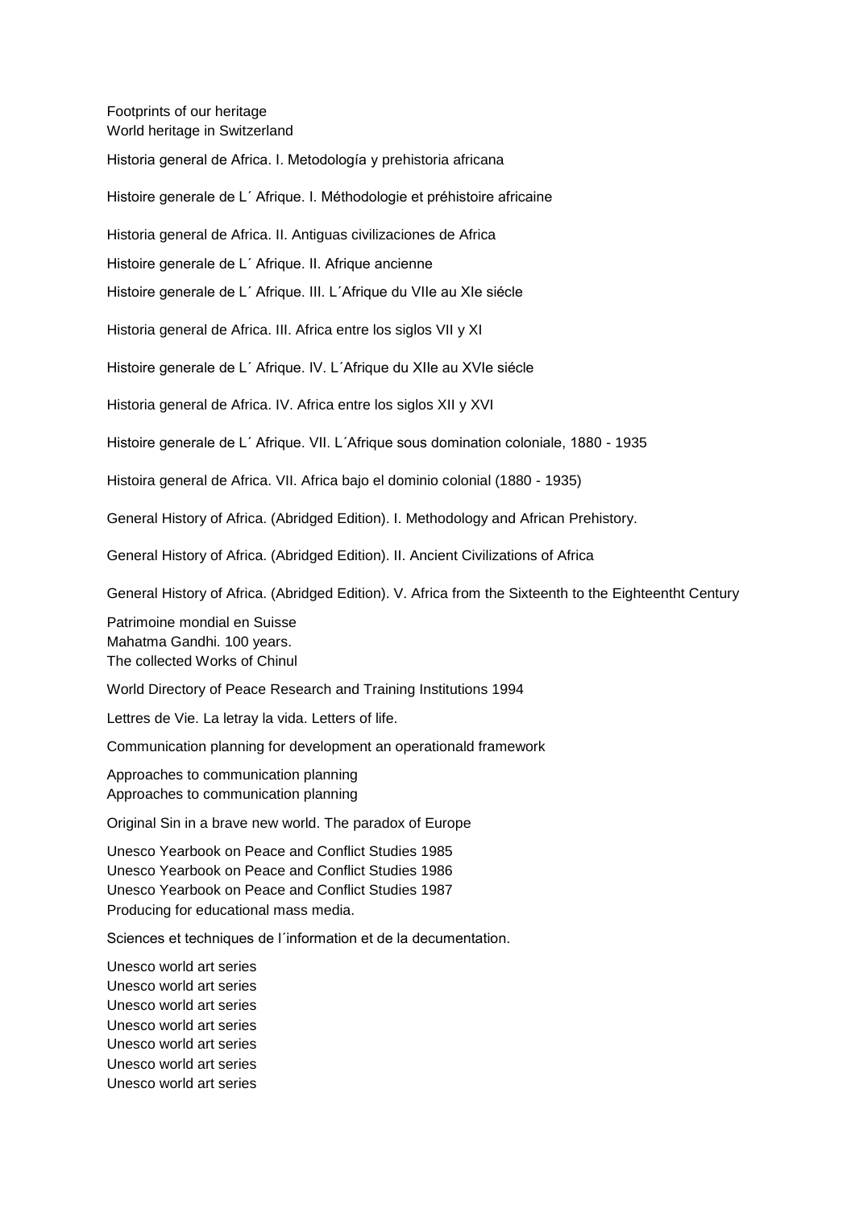Footprints of our heritage
World heritage in Switzerland

Historia general de Africa. I. Metodología y prehistoria africana

Histoire generale de L´ Afrique. I. Méthodologie et préhistoire africaine

Historia general de Africa. II. Antiguas civilizaciones de Africa

Histoire generale de L´ Afrique. II. Afrique ancienne

Histoire generale de L´ Afrique. III. L´Afrique du VIIe au XIe siécle

Historia general de Africa. III. Africa entre los siglos VII y XI

Histoire generale de L´ Afrique. IV. L´Afrique du XIIe au XVIe siécle

Historia general de Africa. IV. Africa entre los siglos XII y XVI

Histoire generale de L´ Afrique. VII. L´Afrique sous domination coloniale, 1880 - 1935

Histoira general de Africa. VII. Africa bajo el dominio colonial (1880 - 1935)

General History of Africa. (Abridged Edition). I. Methodology and African Prehistory.

General History of Africa. (Abridged Edition). II. Ancient Civilizations of Africa

General History of Africa. (Abridged Edition). V. Africa from the Sixteenth to the Eighteentht Century

Patrimoine mondial en Suisse
Mahatma Gandhi. 100 years.
The collected Works of Chinul

World Directory of Peace Research and Training Institutions 1994

Lettres de Vie. La letray la vida. Letters of life.

Communication planning for development an operationald framework

Approaches to communication planning
Approaches to communication planning

Original Sin in a brave new world. The paradox of Europe

Unesco Yearbook on Peace and Conflict Studies 1985
Unesco Yearbook on Peace and Conflict Studies 1986
Unesco Yearbook on Peace and Conflict Studies 1987
Producing for educational mass media.

Sciences et techniques de l´information et de la documentation.

Unesco world art series
Unesco world art series
Unesco world art series
Unesco world art series
Unesco world art series
Unesco world art series
Unesco world art series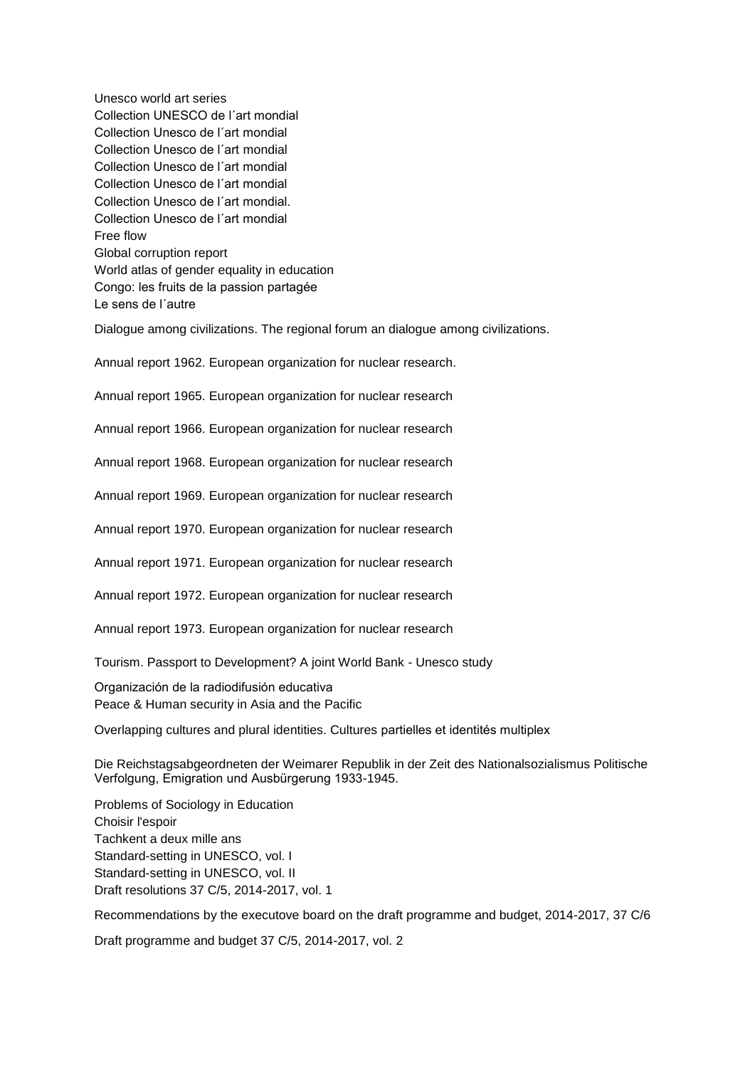Unesco world art series
Collection UNESCO de l´art mondial
Collection Unesco de l´art mondial
Collection Unesco de l´art mondial
Collection Unesco de l´art mondial
Collection Unesco de l´art mondial
Collection Unesco de l´art mondial.
Collection Unesco de l´art mondial
Free flow
Global corruption report
World atlas of gender equality in education
Congo: les fruits de la passion partagée
Le sens de l´autre

Dialogue among civilizations. The regional forum an dialogue among civilizations.

Annual report 1962. European organization for nuclear research.

Annual report 1965. European organization for nuclear research

Annual report 1966. European organization for nuclear research

Annual report 1968. European organization for nuclear research

Annual report 1969. European organization for nuclear research

Annual report 1970. European organization for nuclear research

Annual report 1971. European organization for nuclear research

Annual report 1972. European organization for nuclear research

Annual report 1973. European organization for nuclear research

Tourism. Passport to Development? A joint World Bank - Unesco study

Organización de la radiodifusión educativa
Peace & Human security in Asia and the Pacific

Overlapping cultures and plural identities. Cultures partielles et identités multiplex

Die Reichstagsabgeordneten der Weimarer Republik in der Zeit des Nationalsozialismus Politische Verfolgung, Emigration und Ausbürgerung 1933-1945.

Problems of Sociology in Education
Choisir l'espoir
Tachkent a deux mille ans
Standard-setting in UNESCO, vol. I
Standard-setting in UNESCO, vol. II
Draft resolutions 37 C/5, 2014-2017, vol. 1

Recommendations by the executove board on the draft programme and budget, 2014-2017, 37 C/6

Draft programme and budget 37 C/5, 2014-2017, vol. 2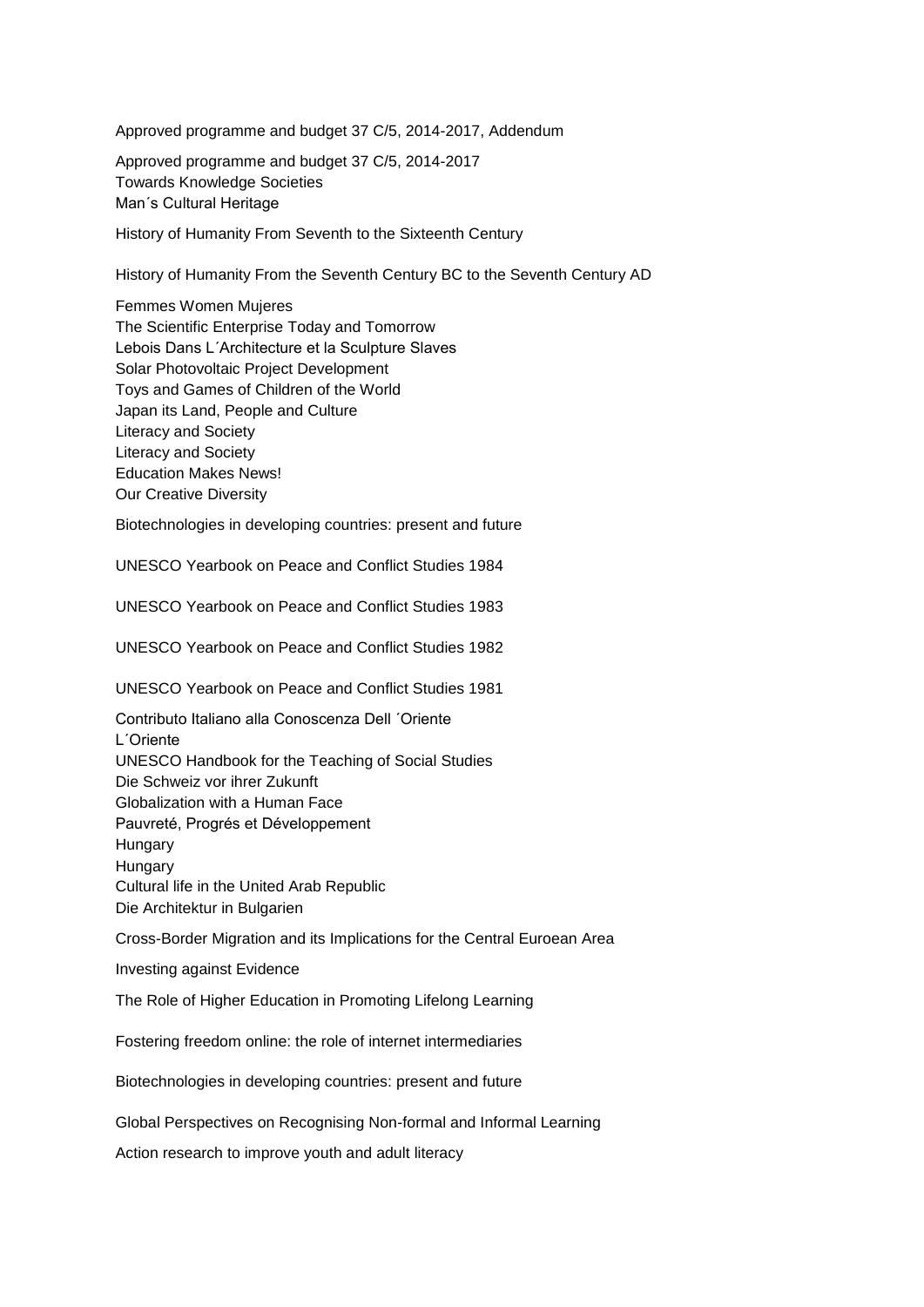Approved programme and budget 37 C/5, 2014-2017, Addendum

Approved programme and budget 37 C/5, 2014-2017
Towards Knowledge Societies
Man´s Cultural Heritage

History of Humanity From Seventh to the Sixteenth Century

History of Humanity From the Seventh Century BC to the Seventh Century AD

Femmes Women Mujeres
The Scientific Enterprise Today and Tomorrow
Lebois Dans L´Architecture et la Sculpture Slaves
Solar Photovoltaic Project Development
Toys and Games of Children of the World
Japan its Land, People and Culture
Literacy and Society
Literacy and Society
Education Makes News!
Our Creative Diversity

Biotechnologies in developing countries: present and future

UNESCO Yearbook on Peace and Conflict Studies 1984

UNESCO Yearbook on Peace and Conflict Studies 1983

UNESCO Yearbook on Peace and Conflict Studies 1982

UNESCO Yearbook on Peace and Conflict Studies 1981

Contributo Italiano alla Conoscenza Dell ´Oriente
L´Oriente
UNESCO Handbook for the Teaching of Social Studies
Die Schweiz vor ihrer Zukunft
Globalization with a Human Face
Pauvreté, Progrés et Développement
Hungary
Hungary
Cultural life in the United Arab Republic
Die Architektur in Bulgarien

Cross-Border Migration and its Implications for the Central Euroean Area

Investing against Evidence

The Role of Higher Education in Promoting Lifelong Learning

Fostering freedom online: the role of internet intermediaries

Biotechnologies in developing countries: present and future

Global Perspectives on Recognising Non-formal and Informal Learning

Action research to improve youth and adult literacy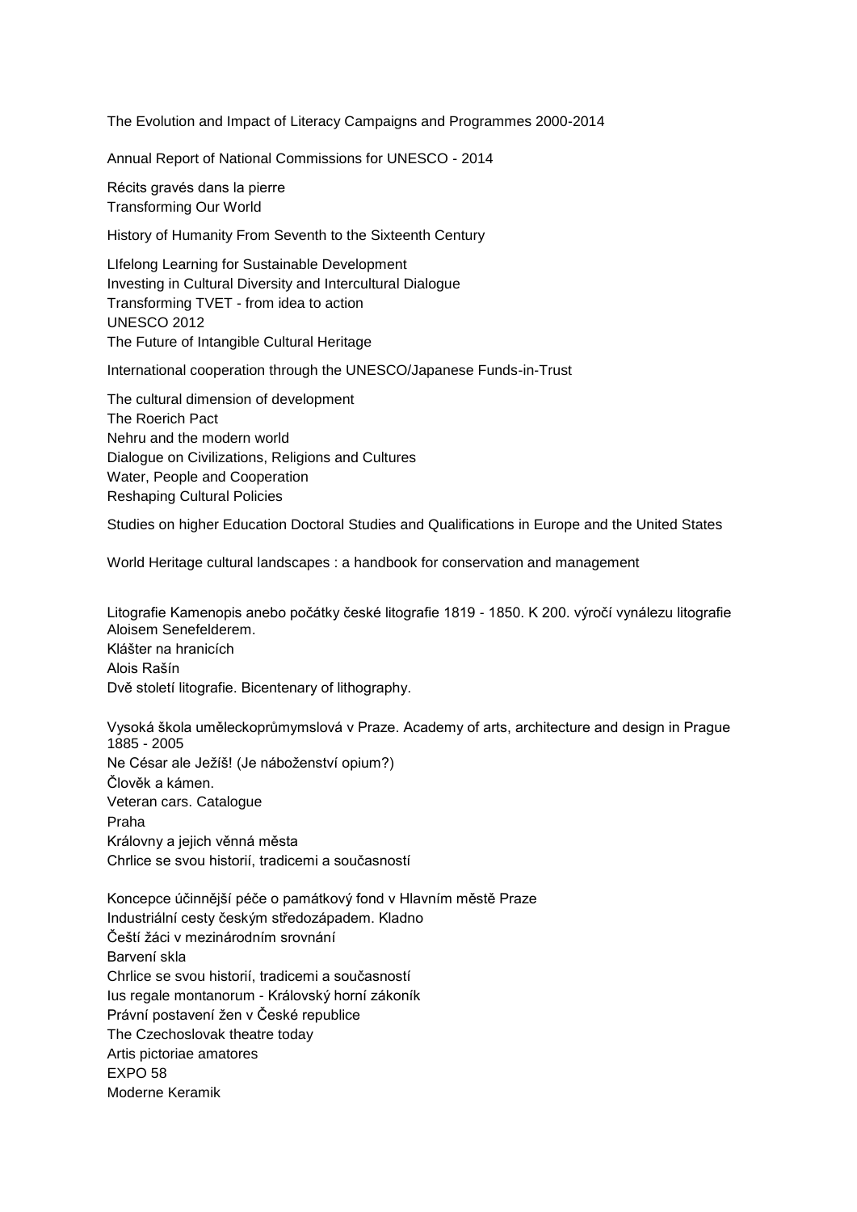The Evolution and Impact of Literacy Campaigns and Programmes 2000-2014

Annual Report of National Commissions for UNESCO - 2014

Récits gravés dans la pierre
Transforming Our World

History of Humanity From Seventh to the Sixteenth Century

LIfelong Learning for Sustainable Development
Investing in Cultural Diversity and Intercultural Dialogue
Transforming TVET - from idea to action
UNESCO 2012
The Future of Intangible Cultural Heritage

International cooperation through the UNESCO/Japanese Funds-in-Trust

The cultural dimension of development
The Roerich Pact
Nehru and the modern world
Dialogue on Civilizations, Religions and Cultures
Water, People and Cooperation
Reshaping Cultural Policies

Studies on higher Education Doctoral Studies and Qualifications in Europe and the United States

World Heritage cultural landscapes : a handbook for conservation and management

Litografie Kamenopis anebo počátky české litografie 1819 - 1850. K 200. výročí vynálezu litografie Aloisem Senefelderem.
Klášter na hranicích
Alois Rašín
Dvě století litografie. Bicentenary of lithography.

Vysoká škola uměleckoprůmymslová v Praze. Academy of arts, architecture and design in Prague 1885 - 2005
Ne César ale Ježíš! (Je náboženství opium?)
Člověk a kámen.
Veteran cars. Catalogue
Praha
Královny a jejich věnná města
Chrlice se svou historií, tradicemi a současností

Koncepce účinnější péče o památkový fond v Hlavním městě Praze
Industriální cesty českým středozápadem. Kladno
Čeští žáci v mezinárodním srovnání
Barvení skla
Chrlice se svou historií, tradicemi a současností
Ius regale montanorum - Královský horní zákoník
Právní postavení žen v České republice
The Czechoslovak theatre today
Artis pictoriae amatores
EXPO 58
Moderne Keramik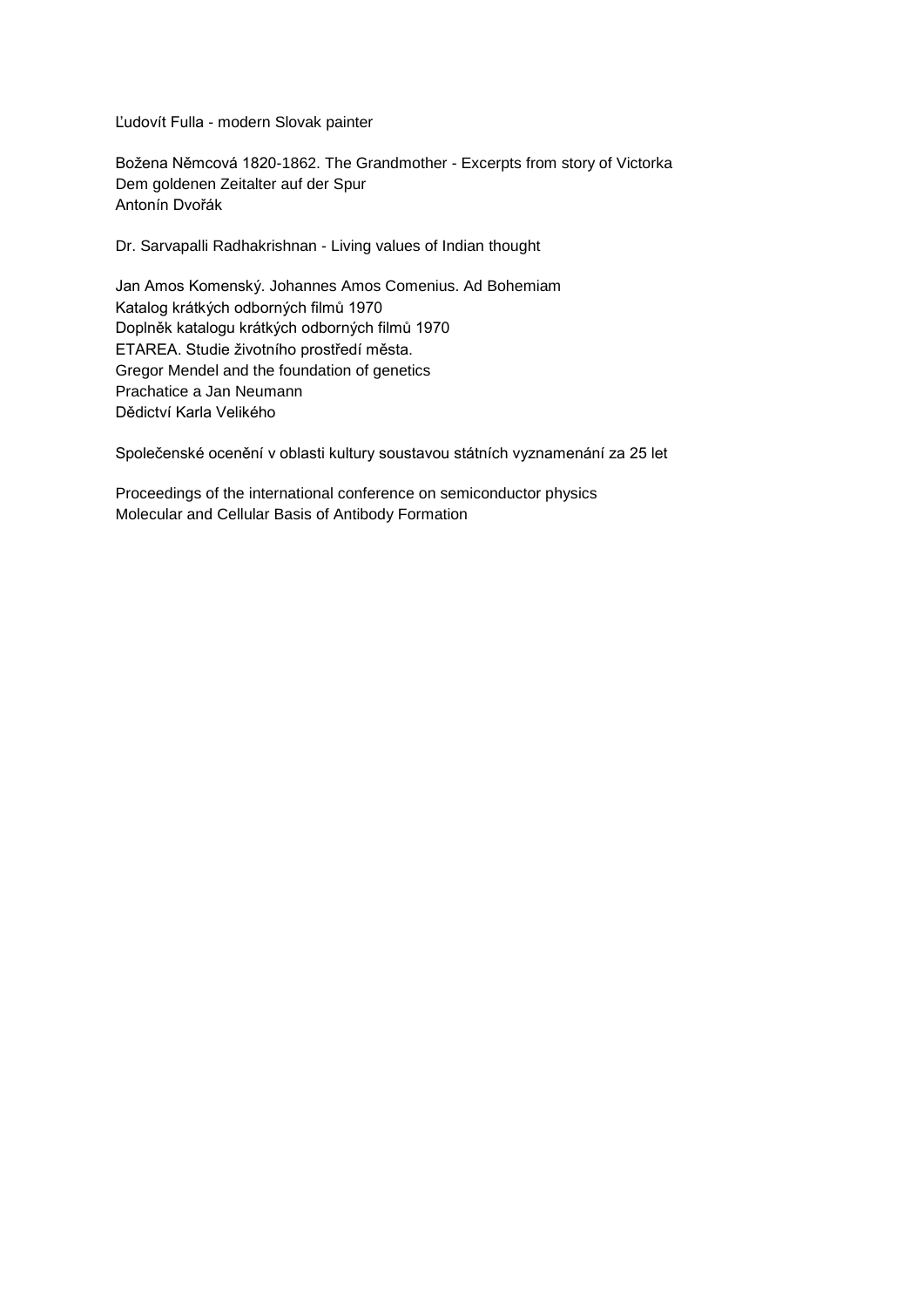Ľudovít Fulla - modern Slovak painter

Božena Němcová 1820-1862. The Grandmother - Excerpts from story of Victorka
Dem goldenen Zeitalter auf der Spur
Antonín Dvořák

Dr. Sarvapalli Radhakrishnan - Living values of Indian thought

Jan Amos Komenský. Johannes Amos Comenius. Ad Bohemiam
Katalog krátkých odborných filmů 1970
Doplněk katalogu krátkých odborných filmů 1970
ETAREA. Studie životního prostředí města.
Gregor Mendel and the foundation of genetics
Prachatice a Jan Neumann
Dědictví Karla Velikého

Společenské ocenění v oblasti kultury soustavou státních vyznamenání za 25 let

Proceedings of the international conference on semiconductor physics
Molecular and Cellular Basis of Antibody Formation